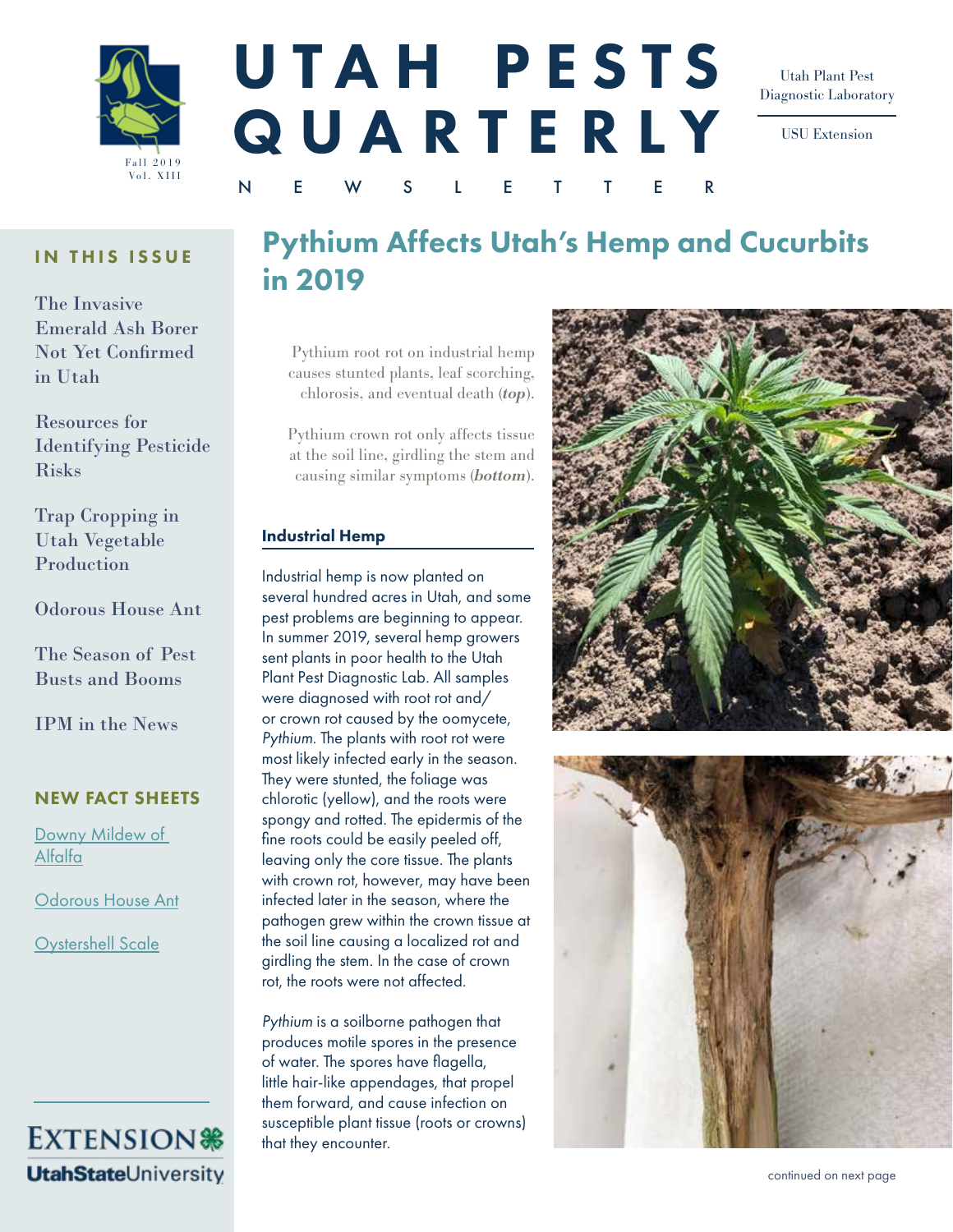# UTAH PESTS QUARTERLY

NEWSLETTER

Fall 2019
Vol. XIII

Utah Plant Pest Diagnostic Laboratory

USU Extension

**IN THIS ISSUE**

The Invasive Emerald Ash Borer Not Yet Confirmed in Utah

Resources for Identifying Pesticide Risks

Trap Cropping in Utah Vegetable Production

Odorous House Ant

The Season of Pest Busts and Booms

IPM in the News

**NEW FACT SHEETS**

Downy Mildew of Alfalfa

Odorous House Ant

Oystershell Scale

## Pythium Affects Utah's Hemp and Cucurbits in 2019

Pythium root rot on industrial hemp causes stunted plants, leaf scorching, chlorosis, and eventual death (***top***).

Pythium crown rot only affects tissue at the soil line, girdling the stem and causing similar symptoms (***bottom***).

### Industrial Hemp

Industrial hemp is now planted on several hundred acres in Utah, and some pest problems are beginning to appear. In summer 2019, several hemp growers sent plants in poor health to the Utah Plant Pest Diagnostic Lab. All samples were diagnosed with root rot and/or crown rot caused by the oomycete, *Pythium*. The plants with root rot were most likely infected early in the season. They were stunted, the foliage was chlorotic (yellow), and the roots were spongy and rotted. The epidermis of the fine roots could be easily peeled off, leaving only the core tissue. The plants with crown rot, however, may have been infected later in the season, where the pathogen grew within the crown tissue at the soil line causing a localized rot and girdling the stem. In the case of crown rot, the roots were not affected.

*Pythium* is a soilborne pathogen that produces motile spores in the presence of water. The spores have flagella, little hair-like appendages, that propel them forward, and cause infection on susceptible plant tissue (roots or crowns) that they encounter.

continued on next page

EXTENSION
UtahStateUniversity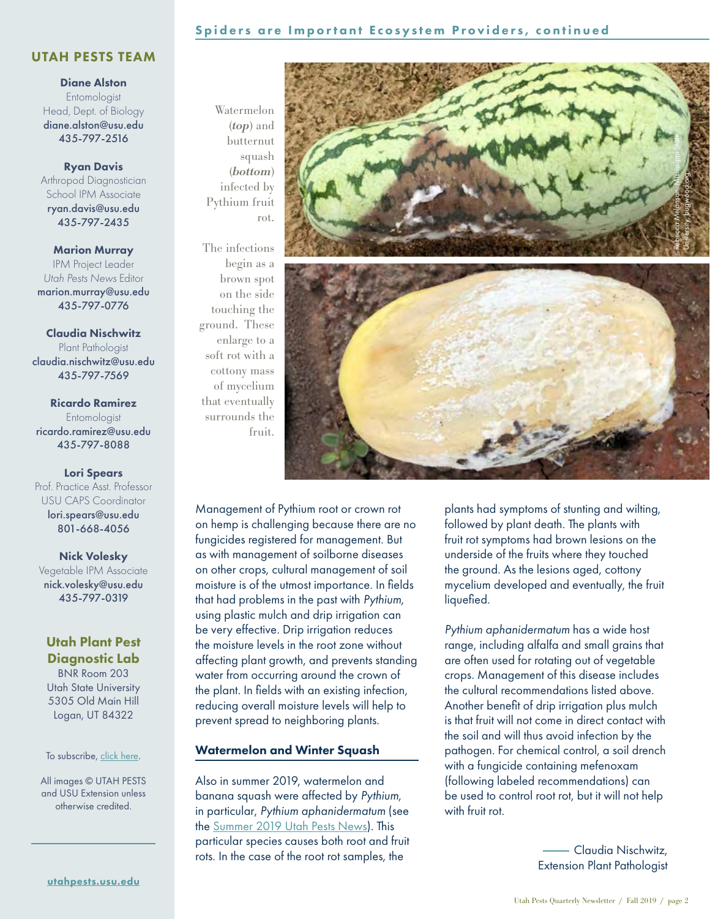## UTAH PESTS TEAM

**Diane Alston**
Entomologist
Head, Dept. of Biology
diane.alston@usu.edu
435-797-2516

**Ryan Davis**
Arthropod Diagnostician
School IPM Associate
ryan.davis@usu.edu
435-797-2435

**Marion Murray**
IPM Project Leader
*Utah Pests News* Editor
marion.murray@usu.edu
435-797-0776

**Claudia Nischwitz**
Plant Pathologist
claudia.nischwitz@usu.edu
435-797-7569

**Ricardo Ramirez**
Entomologist
ricardo.ramirez@usu.edu
435-797-8088

**Lori Spears**
Prof. Practice Asst. Professor
USU CAPS Coordinator
lori.spears@usu.edu
801-668-4056

**Nick Volesky**
Vegetable IPM Associate
nick.volesky@usu.edu
435-797-0319

### Utah Plant Pest Diagnostic Lab

BNR Room 203
Utah State University
5305 Old Main Hill
Logan, UT 84322

To subscribe, click here.

All images © UTAH PESTS and USU Extension unless otherwise credited.

utahpests.usu.edu

---

Watermelon (*top*) and butternut squash (*bottom*) infected by Pythium fruit rot.

The infections begin as a brown spot on the side touching the ground. These enlarge to a soft rot with a cottony mass of mycelium that eventually surrounds the fruit.

Rebecca Melanson, Mississippi State University, bugwood.org

Management of Pythium root or crown rot on hemp is challenging because there are no fungicides registered for management. But as with management of soilborne diseases on other crops, cultural management of soil moisture is of the utmost importance. In fields that had problems in the past with *Pythium*, using plastic mulch and drip irrigation can be very effective. Drip irrigation reduces the moisture levels in the root zone without affecting plant growth, and prevents standing water from occurring around the crown of the plant. In fields with an existing infection, reducing overall moisture levels will help to prevent spread to neighboring plants.

### Watermelon and Winter Squash

Also in summer 2019, watermelon and banana squash were affected by *Pythium*, in particular, *Pythium aphanidermatum* (see the Summer 2019 Utah Pests News). This particular species causes both root and fruit rots. In the case of the root rot samples, the plants had symptoms of stunting and wilting, followed by plant death. The plants with fruit rot symptoms had brown lesions on the underside of the fruits where they touched the ground. As the lesions aged, cottony mycelium developed and eventually, the fruit liquefied.

*Pythium aphanidermatum* has a wide host range, including alfalfa and small grains that are often used for rotating out of vegetable crops. Management of this disease includes the cultural recommendations listed above. Another benefit of drip irrigation plus mulch is that fruit will not come in direct contact with the soil and will thus avoid infection by the pathogen. For chemical control, a soil drench with a fungicide containing mefenoxam (following labeled recommendations) can be used to control root rot, but it will not help with fruit rot.

—— Claudia Nischwitz,
Extension Plant Pathologist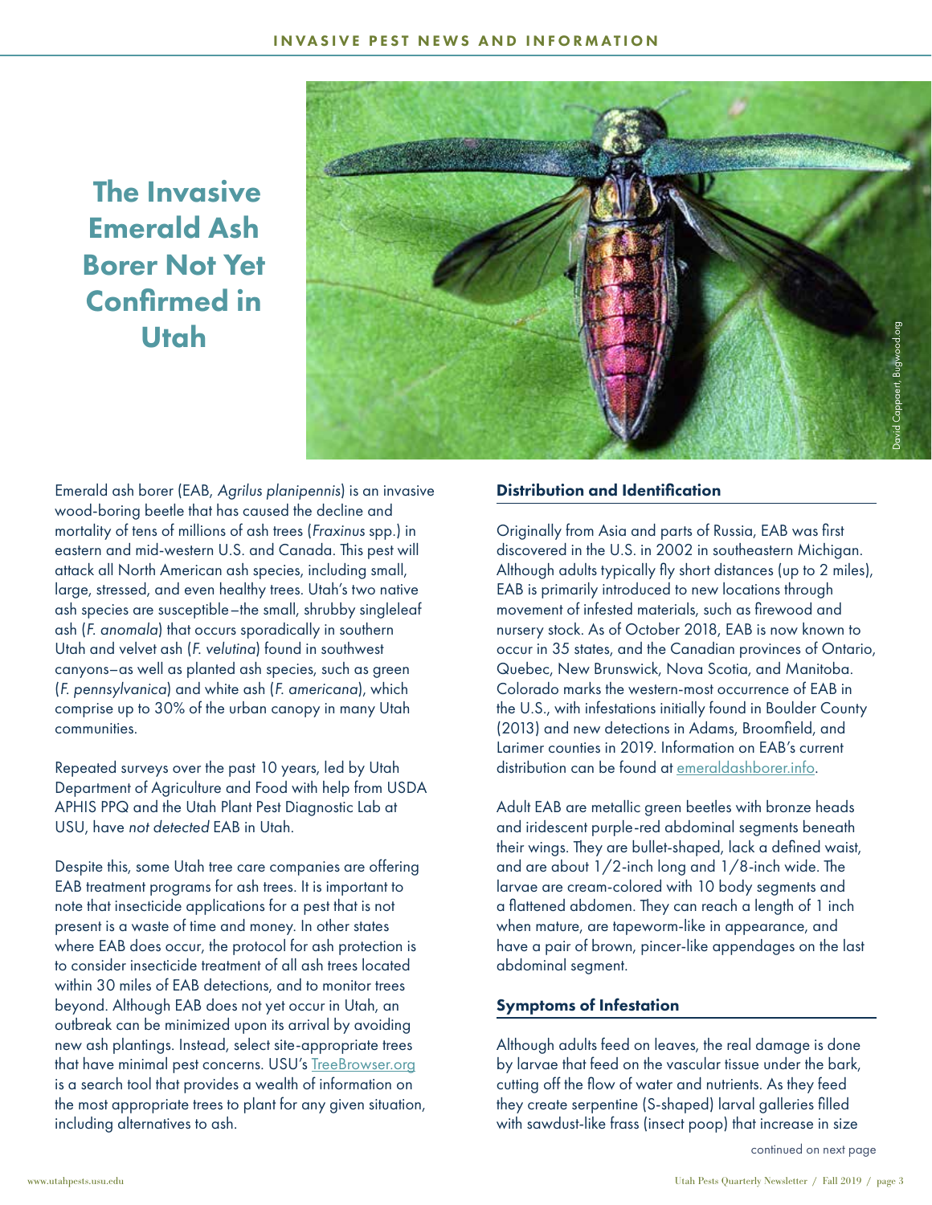# The Invasive Emerald Ash Borer Not Yet Confirmed in Utah

David Cappaert, Bugwood.org

Emerald ash borer (EAB, *Agrilus planipennis*) is an invasive wood-boring beetle that has caused the decline and mortality of tens of millions of ash trees (*Fraxinus* spp.) in eastern and mid-western U.S. and Canada. This pest will attack all North American ash species, including small, large, stressed, and even healthy trees. Utah's two native ash species are susceptible–the small, shrubby singleleaf ash (*F. anomala*) that occurs sporadically in southern Utah and velvet ash (*F. velutina*) found in southwest canyons–as well as planted ash species, such as green (*F. pennsylvanica*) and white ash (*F. americana*), which comprise up to 30% of the urban canopy in many Utah communities.

Repeated surveys over the past 10 years, led by Utah Department of Agriculture and Food with help from USDA APHIS PPQ and the Utah Plant Pest Diagnostic Lab at USU, have *not detected* EAB in Utah.

Despite this, some Utah tree care companies are offering EAB treatment programs for ash trees. It is important to note that insecticide applications for a pest that is not present is a waste of time and money. In other states where EAB does occur, the protocol for ash protection is to consider insecticide treatment of all ash trees located within 30 miles of EAB detections, and to monitor trees beyond. Although EAB does not yet occur in Utah, an outbreak can be minimized upon its arrival by avoiding new ash plantings. Instead, select site-appropriate trees that have minimal pest concerns. USU's [TreeBrowser.org](TreeBrowser.org) is a search tool that provides a wealth of information on the most appropriate trees to plant for any given situation, including alternatives to ash.

## Distribution and Identification

Originally from Asia and parts of Russia, EAB was first discovered in the U.S. in 2002 in southeastern Michigan. Although adults typically fly short distances (up to 2 miles), EAB is primarily introduced to new locations through movement of infested materials, such as firewood and nursery stock. As of October 2018, EAB is now known to occur in 35 states, and the Canadian provinces of Ontario, Quebec, New Brunswick, Nova Scotia, and Manitoba. Colorado marks the western-most occurrence of EAB in the U.S., with infestations initially found in Boulder County (2013) and new detections in Adams, Broomfield, and Larimer counties in 2019. Information on EAB's current distribution can be found at [emeraldashborer.info](emeraldashborer.info).

Adult EAB are metallic green beetles with bronze heads and iridescent purple-red abdominal segments beneath their wings. They are bullet-shaped, lack a defined waist, and are about 1/2-inch long and 1/8-inch wide. The larvae are cream-colored with 10 body segments and a flattened abdomen. They can reach a length of 1 inch when mature, are tapeworm-like in appearance, and have a pair of brown, pincer-like appendages on the last abdominal segment.

## Symptoms of Infestation

Although adults feed on leaves, the real damage is done by larvae that feed on the vascular tissue under the bark, cutting off the flow of water and nutrients. As they feed they create serpentine (S-shaped) larval galleries filled with sawdust-like frass (insect poop) that increase in size

continued on next page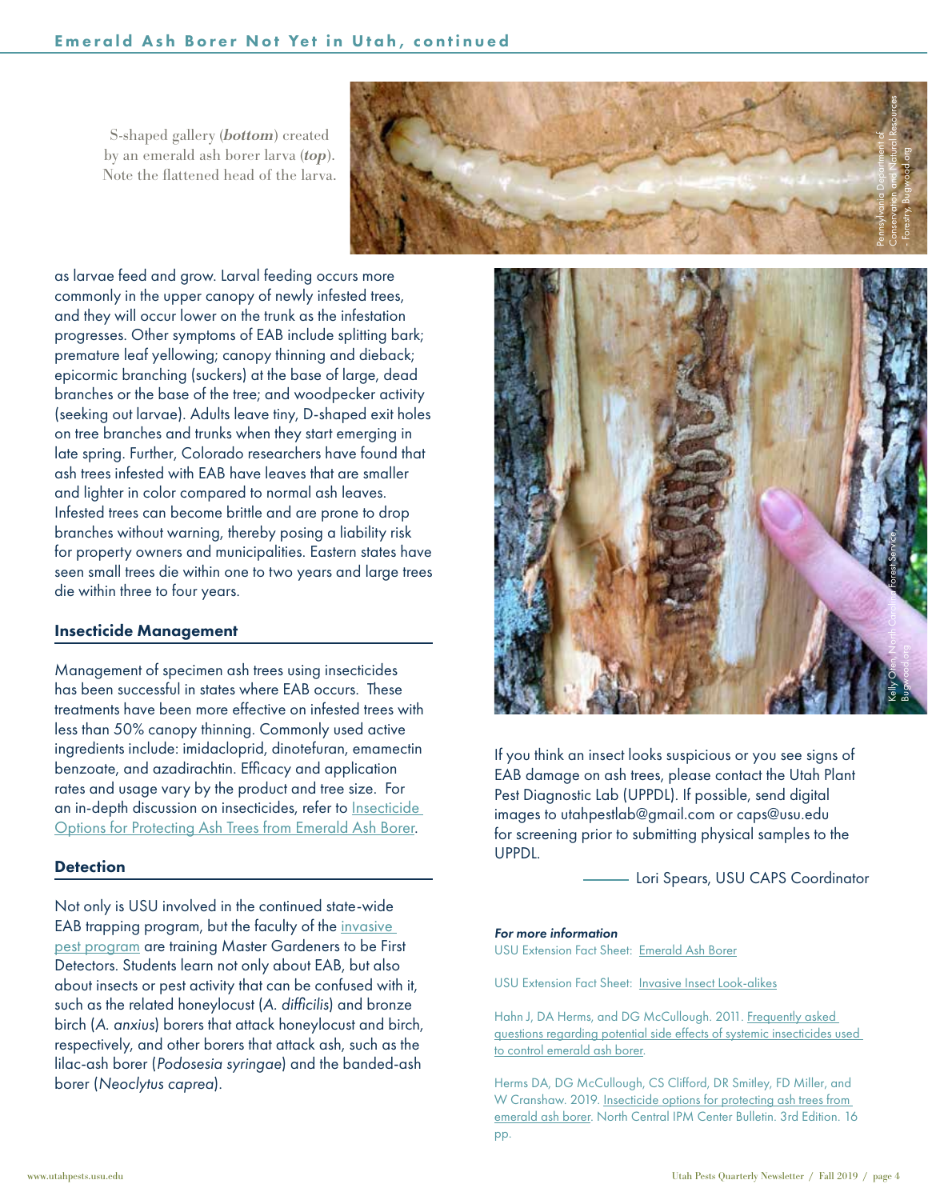S-shaped gallery (***bottom***) created by an emerald ash borer larva (***top***). Note the flattened head of the larva.

Pennsylvania Department of Conservation and Natural Resources - Forestry, Bugwood.org

as larvae feed and grow. Larval feeding occurs more commonly in the upper canopy of newly infested trees, and they will occur lower on the trunk as the infestation progresses. Other symptoms of EAB include splitting bark; premature leaf yellowing; canopy thinning and dieback; epicormic branching (suckers) at the base of large, dead branches or the base of the tree; and woodpecker activity (seeking out larvae). Adults leave tiny, D-shaped exit holes on tree branches and trunks when they start emerging in late spring. Further, Colorado researchers have found that ash trees infested with EAB have leaves that are smaller and lighter in color compared to normal ash leaves. Infested trees can become brittle and are prone to drop branches without warning, thereby posing a liability risk for property owners and municipalities. Eastern states have seen small trees die within one to two years and large trees die within three to four years.

Kelly Oten, North Carolina Forest Service, Bugwood.org

### Insecticide Management

Management of specimen ash trees using insecticides has been successful in states where EAB occurs. These treatments have been more effective on infested trees with less than 50% canopy thinning. Commonly used active ingredients include: imidacloprid, dinotefuran, emamectin benzoate, and azadirachtin. Efficacy and application rates and usage vary by the product and tree size. For an in-depth discussion on insecticides, refer to Insecticide Options for Protecting Ash Trees from Emerald Ash Borer.

### Detection

Not only is USU involved in the continued state-wide EAB trapping program, but the faculty of the invasive pest program are training Master Gardeners to be First Detectors. Students learn not only about EAB, but also about insects or pest activity that can be confused with it, such as the related honeylocust (*A. difficilis*) and bronze birch (*A. anxius*) borers that attack honeylocust and birch, respectively, and other borers that attack ash, such as the lilac-ash borer (*Podosesia syringae*) and the banded-ash borer (*Neoclytus caprea*).

If you think an insect looks suspicious or you see signs of EAB damage on ash trees, please contact the Utah Plant Pest Diagnostic Lab (UPPDL). If possible, send digital images to utahpestlab@gmail.com or caps@usu.edu for screening prior to submitting physical samples to the UPPDL.

——— Lori Spears, USU CAPS Coordinator

***For more information***

USU Extension Fact Sheet: Emerald Ash Borer

USU Extension Fact Sheet: Invasive Insect Look-alikes

Hahn J, DA Herms, and DG McCullough. 2011. Frequently asked questions regarding potential side effects of systemic insecticides used to control emerald ash borer.

Herms DA, DG McCullough, CS Clifford, DR Smitley, FD Miller, and W Cranshaw. 2019. Insecticide options for protecting ash trees from emerald ash borer. North Central IPM Center Bulletin. 3rd Edition. 16 pp.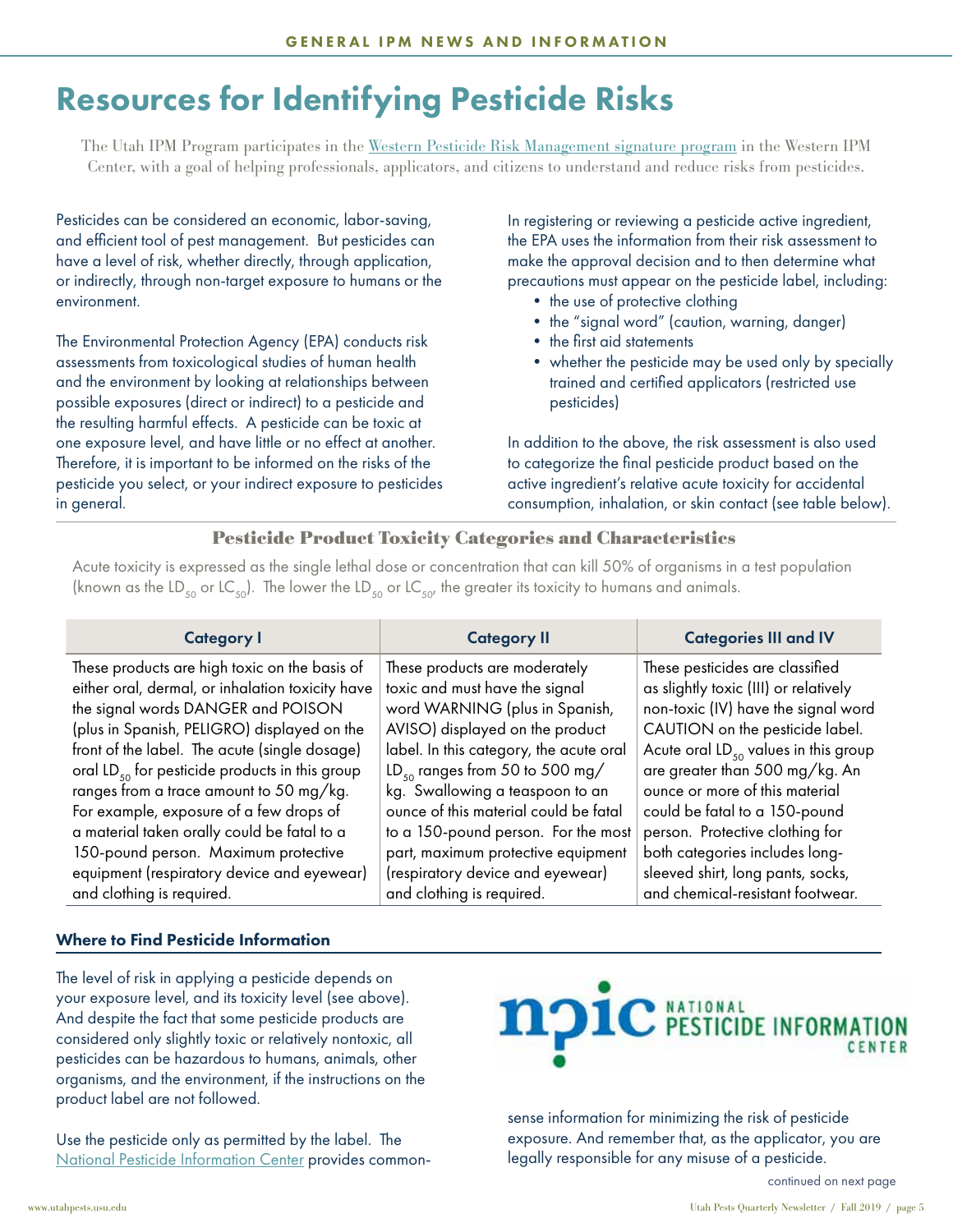## Resources for Identifying Pesticide Risks

The Utah IPM Program participates in the Western Pesticide Risk Management signature program in the Western IPM Center, with a goal of helping professionals, applicators, and citizens to understand and reduce risks from pesticides.

Pesticides can be considered an economic, labor-saving, and efficient tool of pest management. But pesticides can have a level of risk, whether directly, through application, or indirectly, through non-target exposure to humans or the environment.

The Environmental Protection Agency (EPA) conducts risk assessments from toxicological studies of human health and the environment by looking at relationships between possible exposures (direct or indirect) to a pesticide and the resulting harmful effects. A pesticide can be toxic at one exposure level, and have little or no effect at another. Therefore, it is important to be informed on the risks of the pesticide you select, or your indirect exposure to pesticides in general.

In registering or reviewing a pesticide active ingredient, the EPA uses the information from their risk assessment to make the approval decision and to then determine what precautions must appear on the pesticide label, including:

- the use of protective clothing
- the "signal word" (caution, warning, danger)
- the first aid statements
- whether the pesticide may be used only by specially trained and certified applicators (restricted use pesticides)

In addition to the above, the risk assessment is also used to categorize the final pesticide product based on the active ingredient's relative acute toxicity for accidental consumption, inhalation, or skin contact (see table below).

### Pesticide Product Toxicity Categories and Characteristics

Acute toxicity is expressed as the single lethal dose or concentration that can kill 50% of organisms in a test population (known as the $LD_{50}$ or $LC_{50}$). The lower the $LD_{50}$ or $LC_{50}$, the greater its toxicity to humans and animals.

| Category I | Category II | Categories III and IV |
|---|---|---|
| These products are high toxic on the basis of either oral, dermal, or inhalation toxicity have the signal words DANGER and POISON (plus in Spanish, PELIGRO) displayed on the front of the label. The acute (single dosage) oral $LD_{50}$ for pesticide products in this group ranges from a trace amount to 50 mg/kg. For example, exposure of a few drops of a material taken orally could be fatal to a 150-pound person. Maximum protective equipment (respiratory device and eyewear) and clothing is required. | These products are moderately toxic and must have the signal word WARNING (plus in Spanish, AVISO) displayed on the product label. In this category, the acute oral $LD_{50}$ ranges from 50 to 500 mg/kg. Swallowing a teaspoon to an ounce of this material could be fatal to a 150-pound person. For the most part, maximum protective equipment (respiratory device and eyewear) and clothing is required. | These pesticides are classified as slightly toxic (III) or relatively non-toxic (IV) have the signal word CAUTION on the pesticide label. Acute oral $LD_{50}$ values in this group are greater than 500 mg/kg. An ounce or more of this material could be fatal to a 150-pound person. Protective clothing for both categories includes long-sleeved shirt, long pants, socks, and chemical-resistant footwear. |

### Where to Find Pesticide Information

The level of risk in applying a pesticide depends on your exposure level, and its toxicity level (see above). And despite the fact that some pesticide products are considered only slightly toxic or relatively nontoxic, all pesticides can be hazardous to humans, animals, other organisms, and the environment, if the instructions on the product label are not followed.

Use the pesticide only as permitted by the label. The National Pesticide Information Center provides common-sense information for minimizing the risk of pesticide exposure. And remember that, as the applicator, you are legally responsible for any misuse of a pesticide.

npic NATIONAL PESTICIDE INFORMATION CENTER

continued on next page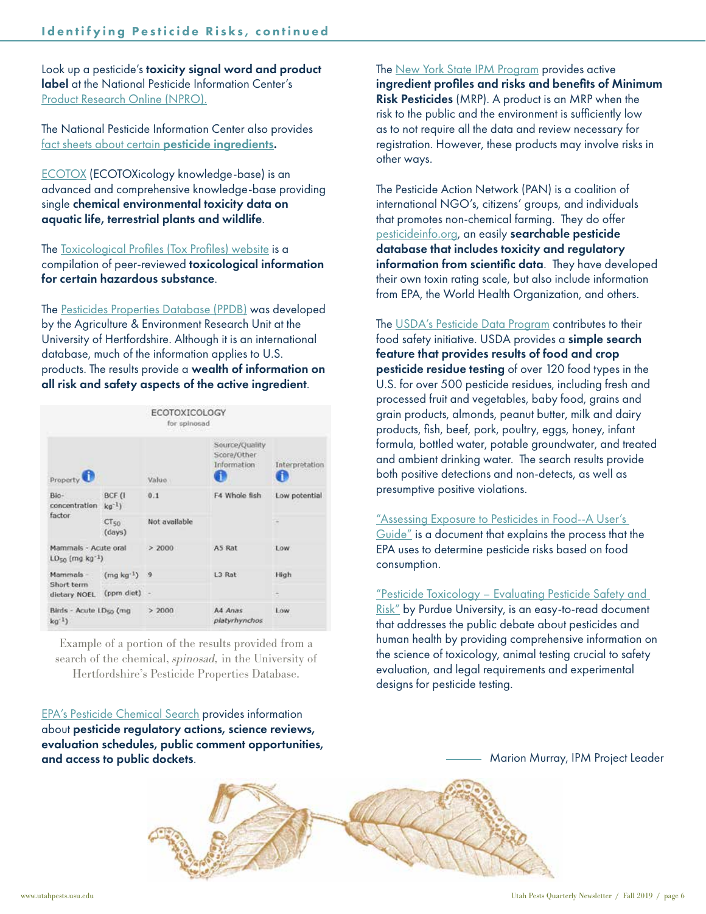## Identifying Pesticide Risks, continued

Look up a pesticide's **toxicity signal word and product label** at the National Pesticide Information Center's Product Research Online (NPRO).

The National Pesticide Information Center also provides fact sheets about certain **pesticide ingredients**.

ECOTOX (ECOTOXicology knowledge-base) is an advanced and comprehensive knowledge-base providing single **chemical environmental toxicity data on aquatic life, terrestrial plants and wildlife**.

The Toxicological Profiles (Tox Profiles) website is a compilation of peer-reviewed **toxicological information for certain hazardous substance**.

The Pesticides Properties Database (PPDB) was developed by the Agriculture & Environment Research Unit at the University of Hertfordshire. Although it is an international database, much of the information applies to U.S. products. The results provide a **wealth of information on all risk and safety aspects of the active ingredient**.

ECOTOXICOLOGY
for spinosad

| Property | | Value | Source/Quality Score/Other Information | Interpretation |
|---|---|---|---|---|
| Bio-concentration factor | BCF (l $kg^{-1}$) | 0.1 | F4 Whole fish | Low potential |
| | $CT_{50}$ (days) | Not available | | - |
| Mammals - Acute oral $LD_{50}$ (mg $kg^{-1}$) | | > 2000 | A5 Rat | Low |
| Mammals - Short term dietary NOEL | (mg $kg^{-1}$) | 9 | L3 Rat | High |
| | (ppm diet) | - | | - |
| Birds - Acute $LD_{50}$ (mg $kg^{-1}$) | | > 2000 | A4 *Anas platyrhynchos* | Low |

Example of a portion of the results provided from a search of the chemical, *spinosad*, in the University of Hertfordshire's Pesticide Properties Database.

EPA's Pesticide Chemical Search provides information about **pesticide regulatory actions, science reviews, evaluation schedules, public comment opportunities, and access to public dockets**.

The New York State IPM Program provides active **ingredient profiles and risks and benefits of Minimum Risk Pesticides** (MRP). A product is an MRP when the risk to the public and the environment is sufficiently low as to not require all the data and review necessary for registration. However, these products may involve risks in other ways.

The Pesticide Action Network (PAN) is a coalition of international NGO's, citizens' groups, and individuals that promotes non-chemical farming. They do offer pesticideinfo.org, an easily **searchable pesticide database that includes toxicity and regulatory information from scientific data**. They have developed their own toxin rating scale, but also include information from EPA, the World Health Organization, and others.

The USDA's Pesticide Data Program contributes to their food safety initiative. USDA provides a **simple search feature that provides results of food and crop pesticide residue testing** of over 120 food types in the U.S. for over 500 pesticide residues, including fresh and processed fruit and vegetables, baby food, grains and grain products, almonds, peanut butter, milk and dairy products, fish, beef, pork, poultry, eggs, honey, infant formula, bottled water, potable groundwater, and treated and ambient drinking water. The search results provide both positive detections and non-detects, as well as presumptive positive violations.

"Assessing Exposure to Pesticides in Food--A User's Guide" is a document that explains the process that the EPA uses to determine pesticide risks based on food consumption.

"Pesticide Toxicology – Evaluating Pesticide Safety and Risk" by Purdue University, is an easy-to-read document that addresses the public debate about pesticides and human health by providing comprehensive information on the science of toxicology, animal testing crucial to safety evaluation, and legal requirements and experimental designs for pesticide testing.

——— Marion Murray, IPM Project Leader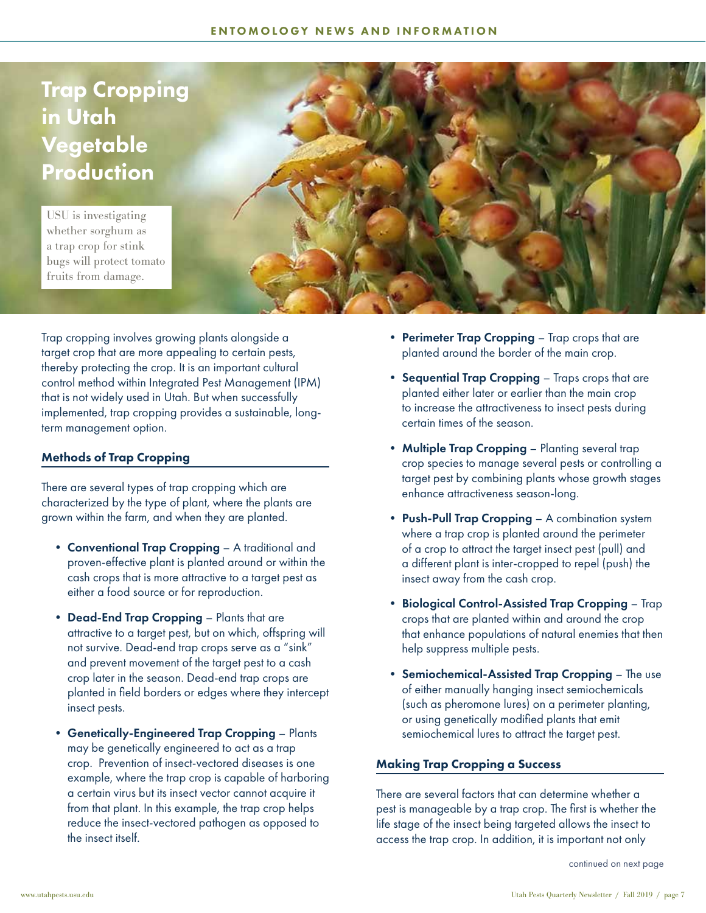# Trap Cropping in Utah Vegetable Production

USU is investigating whether sorghum as a trap crop for stink bugs will protect tomato fruits from damage.

Trap cropping involves growing plants alongside a target crop that are more appealing to certain pests, thereby protecting the crop. It is an important cultural control method within Integrated Pest Management (IPM) that is not widely used in Utah. But when successfully implemented, trap cropping provides a sustainable, long-term management option.

## Methods of Trap Cropping

There are several types of trap cropping which are characterized by the type of plant, where the plants are grown within the farm, and when they are planted.

- **Conventional Trap Cropping** – A traditional and proven-effective plant is planted around or within the cash crops that is more attractive to a target pest as either a food source or for reproduction.
- **Dead-End Trap Cropping** – Plants that are attractive to a target pest, but on which, offspring will not survive. Dead-end trap crops serve as a "sink" and prevent movement of the target pest to a cash crop later in the season. Dead-end trap crops are planted in field borders or edges where they intercept insect pests.
- **Genetically-Engineered Trap Cropping** – Plants may be genetically engineered to act as a trap crop. Prevention of insect-vectored diseases is one example, where the trap crop is capable of harboring a certain virus but its insect vector cannot acquire it from that plant. In this example, the trap crop helps reduce the insect-vectored pathogen as opposed to the insect itself.
- **Perimeter Trap Cropping** – Trap crops that are planted around the border of the main crop.
- **Sequential Trap Cropping** – Traps crops that are planted either later or earlier than the main crop to increase the attractiveness to insect pests during certain times of the season.
- **Multiple Trap Cropping** – Planting several trap crop species to manage several pests or controlling a target pest by combining plants whose growth stages enhance attractiveness season-long.
- **Push-Pull Trap Cropping** – A combination system where a trap crop is planted around the perimeter of a crop to attract the target insect pest (pull) and a different plant is inter-cropped to repel (push) the insect away from the cash crop.
- **Biological Control-Assisted Trap Cropping** – Trap crops that are planted within and around the crop that enhance populations of natural enemies that then help suppress multiple pests.
- **Semiochemical-Assisted Trap Cropping** – The use of either manually hanging insect semiochemicals (such as pheromone lures) on a perimeter planting, or using genetically modified plants that emit semiochemical lures to attract the target pest.

## Making Trap Cropping a Success

There are several factors that can determine whether a pest is manageable by a trap crop. The first is whether the life stage of the insect being targeted allows the insect to access the trap crop. In addition, it is important not only

continued on next page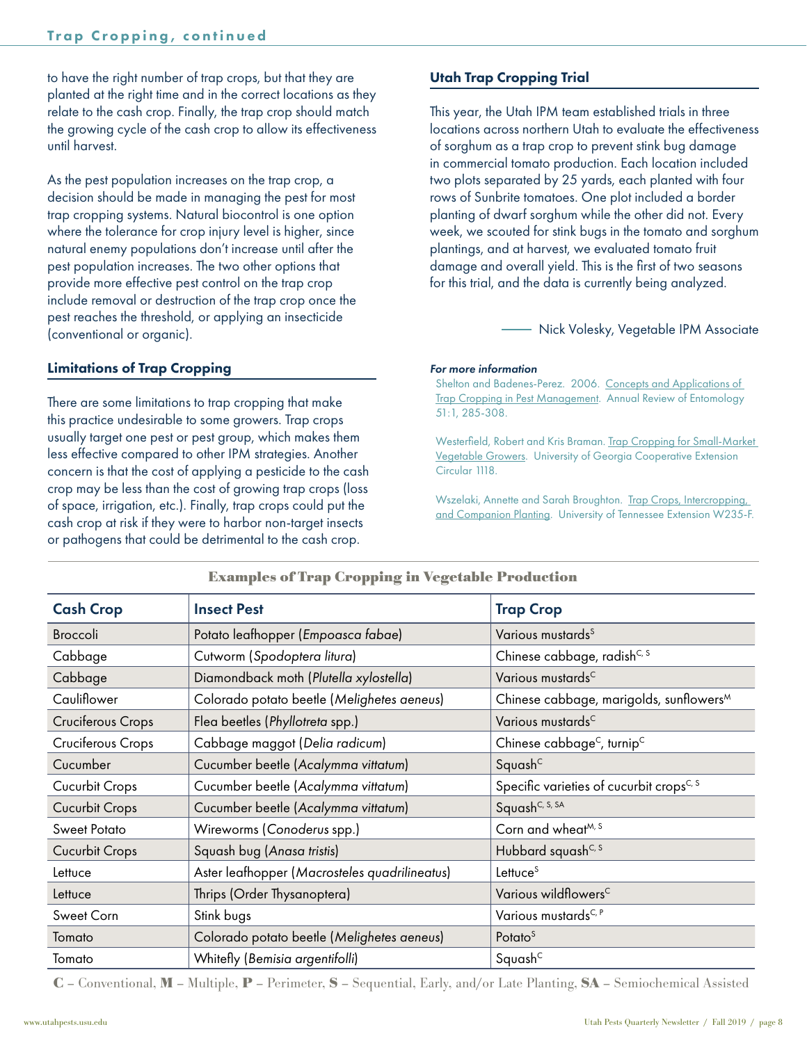to have the right number of trap crops, but that they are planted at the right time and in the correct locations as they relate to the cash crop. Finally, the trap crop should match the growing cycle of the cash crop to allow its effectiveness until harvest.

As the pest population increases on the trap crop, a decision should be made in managing the pest for most trap cropping systems. Natural biocontrol is one option where the tolerance for crop injury level is higher, since natural enemy populations don't increase until after the pest population increases. The two other options that provide more effective pest control on the trap crop include removal or destruction of the trap crop once the pest reaches the threshold, or applying an insecticide (conventional or organic).

## Limitations of Trap Cropping

There are some limitations to trap cropping that make this practice undesirable to some growers. Trap crops usually target one pest or pest group, which makes them less effective compared to other IPM strategies. Another concern is that the cost of applying a pesticide to the cash crop may be less than the cost of growing trap crops (loss of space, irrigation, etc.). Finally, trap crops could put the cash crop at risk if they were to harbor non-target insects or pathogens that could be detrimental to the cash crop.

## Utah Trap Cropping Trial

This year, the Utah IPM team established trials in three locations across northern Utah to evaluate the effectiveness of sorghum as a trap crop to prevent stink bug damage in commercial tomato production. Each location included two plots separated by 25 yards, each planted with four rows of Sunbrite tomatoes. One plot included a border planting of dwarf sorghum while the other did not. Every week, we scouted for stink bugs in the tomato and sorghum plantings, and at harvest, we evaluated tomato fruit damage and overall yield. This is the first of two seasons for this trial, and the data is currently being analyzed.

—— Nick Volesky, Vegetable IPM Associate

***For more information***

Shelton and Badenes-Perez. 2006. Concepts and Applications of Trap Cropping in Pest Management. Annual Review of Entomology 51:1, 285-308.

Westerfield, Robert and Kris Braman. Trap Cropping for Small-Market Vegetable Growers. University of Georgia Cooperative Extension Circular 1118.

Wszelaki, Annette and Sarah Broughton. Trap Crops, Intercropping, and Companion Planting. University of Tennessee Extension W235-F.

### Examples of Trap Cropping in Vegetable Production

| Cash Crop | Insect Pest | Trap Crop |
|---|---|---|
| Broccoli | Potato leafhopper (*Empoasca fabae*) | Various mustards[S] |
| Cabbage | Cutworm (*Spodoptera litura*) | Chinese cabbage, radish[C, S] |
| Cabbage | Diamondback moth (*Plutella xylostella*) | Various mustards[C] |
| Cauliflower | Colorado potato beetle (*Melighetes aeneus*) | Chinese cabbage, marigolds, sunflowers[M] |
| Cruciferous Crops | Flea beetles (*Phyllotreta* spp.) | Various mustards[C] |
| Cruciferous Crops | Cabbage maggot (*Delia radicum*) | Chinese cabbage[C], turnip[C] |
| Cucumber | Cucumber beetle (*Acalymma vittatum*) | Squash[C] |
| Cucurbit Crops | Cucumber beetle (*Acalymma vittatum*) | Specific varieties of cucurbit crops[C, S] |
| Cucurbit Crops | Cucumber beetle (*Acalymma vittatum*) | Squash[C, S, SA] |
| Sweet Potato | Wireworms (*Conoderus* spp.) | Corn and wheat[M, S] |
| Cucurbit Crops | Squash bug (*Anasa tristis*) | Hubbard squash[C, S] |
| Lettuce | Aster leafhopper (*Macrosteles quadrilineatus*) | Lettuce[S] |
| Lettuce | Thrips (Order Thysanoptera) | Various wildflowers[C] |
| Sweet Corn | Stink bugs | Various mustards[C, P] |
| Tomato | Colorado potato beetle (*Melighetes aeneus*) | Potato[S] |
| Tomato | Whitefly (*Bemisia argentifolli*) | Squash[C] |

**C** – Conventional, **M** – Multiple, **P** – Perimeter, **S** – Sequential, Early, and/or Late Planting, **SA** – Semiochemical Assisted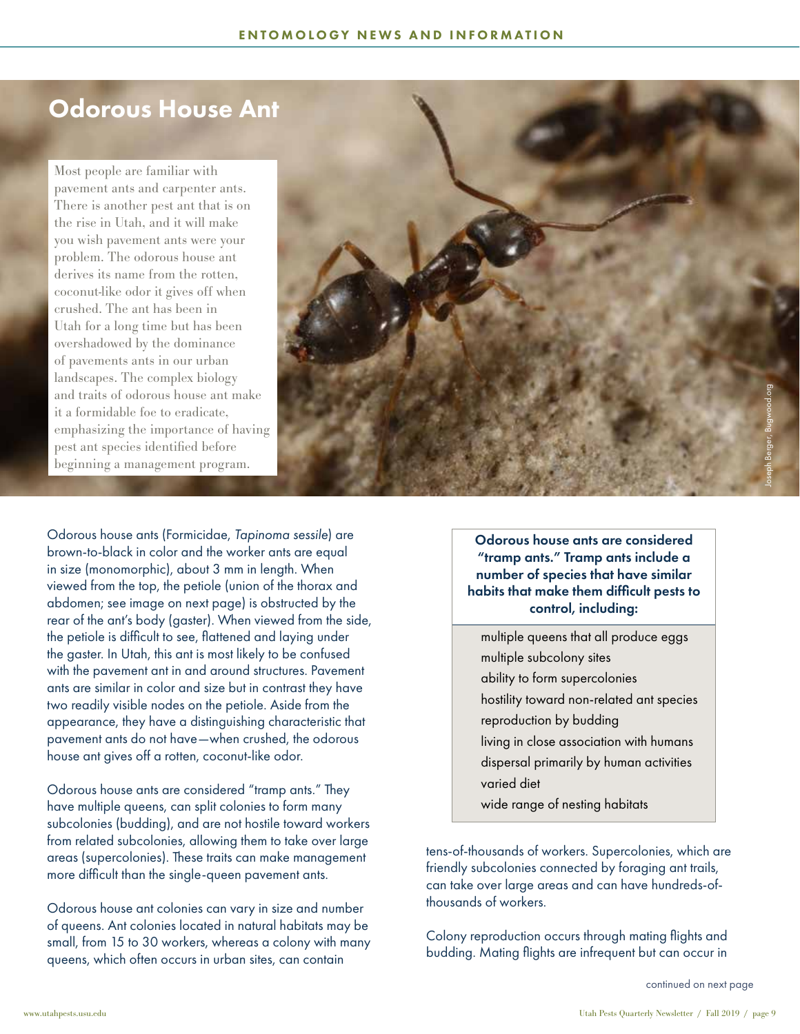# Odorous House Ant

Most people are familiar with pavement ants and carpenter ants. There is another pest ant that is on the rise in Utah, and it will make you wish pavement ants were your problem. The odorous house ant derives its name from the rotten, coconut-like odor it gives off when crushed. The ant has been in Utah for a long time but has been overshadowed by the dominance of pavements ants in our urban landscapes. The complex biology and traits of odorous house ant make it a formidable foe to eradicate, emphasizing the importance of having pest ant species identified before beginning a management program.

Joseph Berger, Bugwood.org

Odorous house ants (Formicidae, *Tapinoma sessile*) are brown-to-black in color and the worker ants are equal in size (monomorphic), about 3 mm in length. When viewed from the top, the petiole (union of the thorax and abdomen; see image on next page) is obstructed by the rear of the ant's body (gaster). When viewed from the side, the petiole is difficult to see, flattened and laying under the gaster. In Utah, this ant is most likely to be confused with the pavement ant in and around structures. Pavement ants are similar in color and size but in contrast they have two readily visible nodes on the petiole. Aside from the appearance, they have a distinguishing characteristic that pavement ants do not have—when crushed, the odorous house ant gives off a rotten, coconut-like odor.

Odorous house ants are considered "tramp ants." They have multiple queens, can split colonies to form many subcolonies (budding), and are not hostile toward workers from related subcolonies, allowing them to take over large areas (supercolonies). These traits can make management more difficult than the single-queen pavement ants.

Odorous house ant colonies can vary in size and number of queens. Ant colonies located in natural habitats may be small, from 15 to 30 workers, whereas a colony with many queens, which often occurs in urban sites, can contain tens-of-thousands of workers. Supercolonies, which are friendly subcolonies connected by foraging ant trails, can take over large areas and can have hundreds-of-thousands of workers.

Colony reproduction occurs through mating flights and budding. Mating flights are infrequent but can occur in

continued on next page

**Odorous house ants are considered "tramp ants." Tramp ants include a number of species that have similar habits that make them difficult pests to control, including:**

- multiple queens that all produce eggs
- multiple subcolony sites
- ability to form supercolonies
- hostility toward non-related ant species
- reproduction by budding
- living in close association with humans
- dispersal primarily by human activities
- varied diet
- wide range of nesting habitats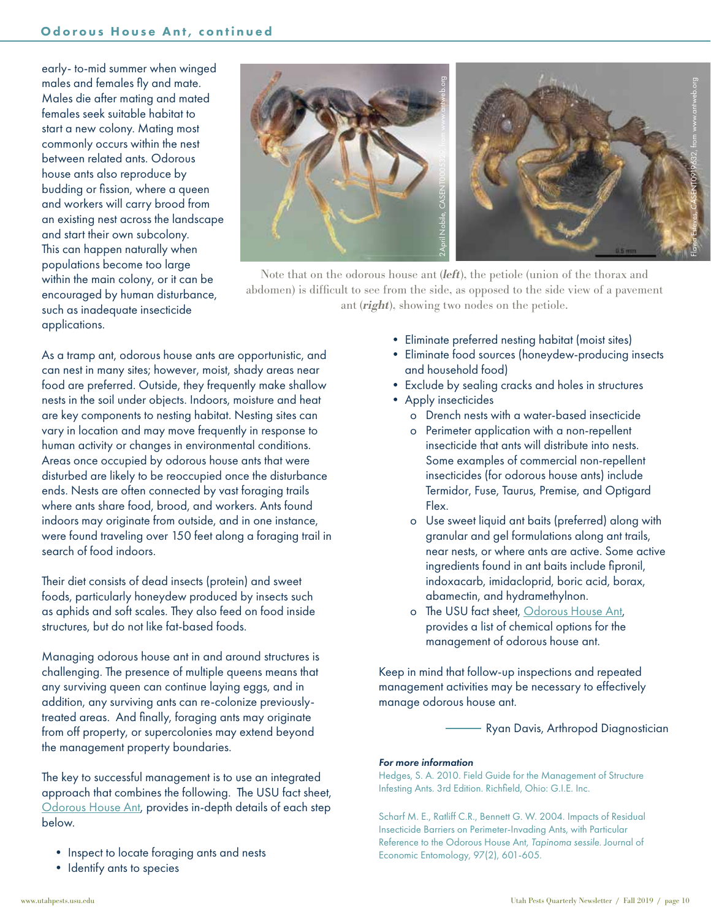early- to-mid summer when winged males and females fly and mate. Males die after mating and mated females seek suitable habitat to start a new colony. Mating most commonly occurs within the nest between related ants. Odorous house ants also reproduce by budding or fission, where a queen and workers will carry brood from an existing nest across the landscape and start their own subcolony. This can happen naturally when populations become too large within the main colony, or it can be encouraged by human disturbance, such as inadequate insecticide applications.

Note that on the odorous house ant (***left***), the petiole (union of the thorax and abdomen) is difficult to see from the side, as opposed to the side view of a pavement ant (***right***), showing two nodes on the petiole.

As a tramp ant, odorous house ants are opportunistic, and can nest in many sites; however, moist, shady areas near food are preferred. Outside, they frequently make shallow nests in the soil under objects. Indoors, moisture and heat are key components to nesting habitat. Nesting sites can vary in location and may move frequently in response to human activity or changes in environmental conditions. Areas once occupied by odorous house ants that were disturbed are likely to be reoccupied once the disturbance ends. Nests are often connected by vast foraging trails where ants share food, brood, and workers. Ants found indoors may originate from outside, and in one instance, were found traveling over 150 feet along a foraging trail in search of food indoors.

Their diet consists of dead insects (protein) and sweet foods, particularly honeydew produced by insects such as aphids and soft scales. They also feed on food inside structures, but do not like fat-based foods.

Managing odorous house ant in and around structures is challenging. The presence of multiple queens means that any surviving queen can continue laying eggs, and in addition, any surviving ants can re-colonize previously-treated areas. And finally, foraging ants may originate from off property, or supercolonies may extend beyond the management property boundaries.

The key to successful management is to use an integrated approach that combines the following. The USU fact sheet, Odorous House Ant, provides in-depth details of each step below.

- Inspect to locate foraging ants and nests
- Identify ants to species
- Eliminate preferred nesting habitat (moist sites)
- Eliminate food sources (honeydew-producing insects and household food)
- Exclude by sealing cracks and holes in structures
- Apply insecticides
    - Drench nests with a water-based insecticide
    - Perimeter application with a non-repellent insecticide that ants will distribute into nests. Some examples of commercial non-repellent insecticides (for odorous house ants) include Termidor, Fuse, Taurus, Premise, and Optigard Flex.
    - Use sweet liquid ant baits (preferred) along with granular and gel formulations along ant trails, near nests, or where ants are active. Some active ingredients found in ant baits include fipronil, indoxacarb, imidacloprid, boric acid, borax, abamectin, and hydramethylnon.
    - The USU fact sheet, Odorous House Ant, provides a list of chemical options for the management of odorous house ant.

Keep in mind that follow-up inspections and repeated management activities may be necessary to effectively manage odorous house ant.

——— Ryan Davis, Arthropod Diagnostician

***For more information***

Hedges, S. A. 2010. Field Guide for the Management of Structure Infesting Ants. 3rd Edition. Richfield, Ohio: G.I.E. Inc.

Scharf M. E., Ratliff C.R., Bennett G. W. 2004. Impacts of Residual Insecticide Barriers on Perimeter-Invading Ants, with Particular Reference to the Odorous House Ant, *Tapinoma sessile*. Journal of Economic Entomology, 97(2), 601-605.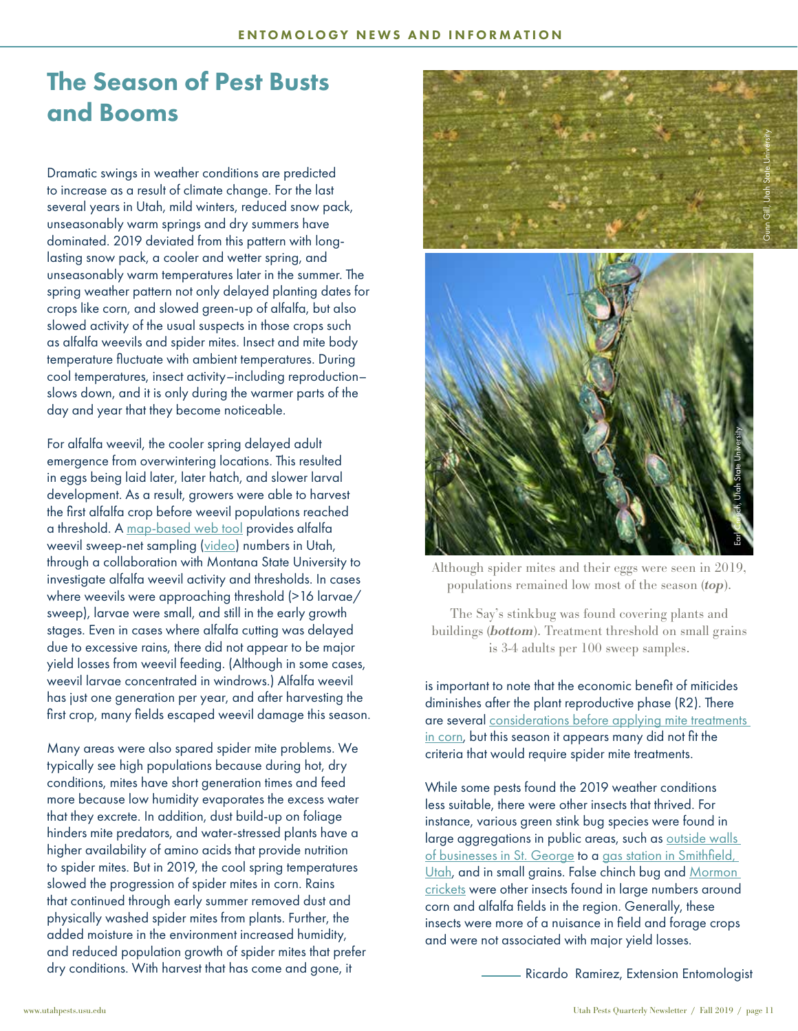# The Season of Pest Busts and Booms

Dramatic swings in weather conditions are predicted to increase as a result of climate change. For the last several years in Utah, mild winters, reduced snow pack, unseasonably warm springs and dry summers have dominated. 2019 deviated from this pattern with long-lasting snow pack, a cooler and wetter spring, and unseasonably warm temperatures later in the summer. The spring weather pattern not only delayed planting dates for crops like corn, and slowed green-up of alfalfa, but also slowed activity of the usual suspects in those crops such as alfalfa weevils and spider mites. Insect and mite body temperature fluctuate with ambient temperatures. During cool temperatures, insect activity–including reproduction–slows down, and it is only during the warmer parts of the day and year that they become noticeable.

For alfalfa weevil, the cooler spring delayed adult emergence from overwintering locations. This resulted in eggs being laid later, later hatch, and slower larval development. As a result, growers were able to harvest the first alfalfa crop before weevil populations reached a threshold. A map-based web tool provides alfalfa weevil sweep-net sampling (video) numbers in Utah, through a collaboration with Montana State University to investigate alfalfa weevil activity and thresholds. In cases where weevils were approaching threshold (>16 larvae/sweep), larvae were small, and still in the early growth stages. Even in cases where alfalfa cutting was delayed due to excessive rains, there did not appear to be major yield losses from weevil feeding. (Although in some cases, weevil larvae concentrated in windrows.) Alfalfa weevil has just one generation per year, and after harvesting the first crop, many fields escaped weevil damage this season.

Many areas were also spared spider mite problems. We typically see high populations because during hot, dry conditions, mites have short generation times and feed more because low humidity evaporates the excess water that they excrete. In addition, dust build-up on foliage hinders mite predators, and water-stressed plants have a higher availability of amino acids that provide nutrition to spider mites. But in 2019, the cool spring temperatures slowed the progression of spider mites in corn. Rains that continued through early summer removed dust and physically washed spider mites from plants. Further, the added moisture in the environment increased humidity, and reduced population growth of spider mites that prefer dry conditions. With harvest that has come and gone, it is important to note that the economic benefit of miticides diminishes after the plant reproductive phase (R2). There are several considerations before applying mite treatments in corn, but this season it appears many did not fit the criteria that would require spider mite treatments.

Although spider mites and their eggs were seen in 2019, populations remained low most of the season (***top***).

The Say's stinkbug was found covering plants and buildings (***bottom***). Treatment threshold on small grains is 3-4 adults per 100 sweep samples.

While some pests found the 2019 weather conditions less suitable, there were other insects that thrived. For instance, various green stink bug species were found in large aggregations in public areas, such as outside walls of businesses in St. George to a gas station in Smithfield, Utah, and in small grains. False chinch bug and Mormon crickets were other insects found in large numbers around corn and alfalfa fields in the region. Generally, these insects were more of a nuisance in field and forage crops and were not associated with major yield losses.

——— Ricardo Ramirez, Extension Entomologist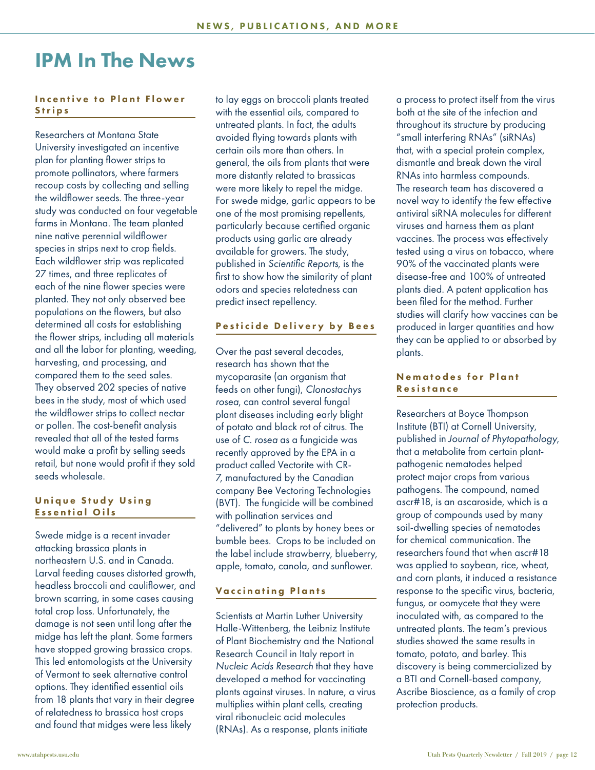# IPM In The News

### Incentive to Plant Flower Strips

Researchers at Montana State University investigated an incentive plan for planting flower strips to promote pollinators, where farmers recoup costs by collecting and selling the wildflower seeds. The three-year study was conducted on four vegetable farms in Montana. The team planted nine native perennial wildflower species in strips next to crop fields. Each wildflower strip was replicated 27 times, and three replicates of each of the nine flower species were planted. They not only observed bee populations on the flowers, but also determined all costs for establishing the flower strips, including all materials and all the labor for planting, weeding, harvesting, and processing, and compared them to the seed sales. They observed 202 species of native bees in the study, most of which used the wildflower strips to collect nectar or pollen. The cost-benefit analysis revealed that all of the tested farms would make a profit by selling seeds retail, but none would profit if they sold seeds wholesale.

### Unique Study Using Essential Oils

Swede midge is a recent invader attacking brassica plants in northeastern U.S. and in Canada. Larval feeding causes distorted growth, headless broccoli and cauliflower, and brown scarring, in some cases causing total crop loss. Unfortunately, the damage is not seen until long after the midge has left the plant. Some farmers have stopped growing brassica crops. This led entomologists at the University of Vermont to seek alternative control options. They identified essential oils from 18 plants that vary in their degree of relatedness to brassica host crops and found that midges were less likely to lay eggs on broccoli plants treated with the essential oils, compared to untreated plants. In fact, the adults avoided flying towards plants with certain oils more than others. In general, the oils from plants that were more distantly related to brassicas were more likely to repel the midge. For swede midge, garlic appears to be one of the most promising repellents, particularly because certified organic products using garlic are already available for growers. The study, published in *Scientific Reports*, is the first to show how the similarity of plant odors and species relatedness can predict insect repellency.

### Pesticide Delivery by Bees

Over the past several decades, research has shown that the mycoparasite (an organism that feeds on other fungi), *Clonostachys rosea*, can control several fungal plant diseases including early blight of potato and black rot of citrus. The use of *C. rosea* as a fungicide was recently approved by the EPA in a product called Vectorite with CR-7, manufactured by the Canadian company Bee Vectoring Technologies (BVT). The fungicide will be combined with pollination services and "delivered" to plants by honey bees or bumble bees. Crops to be included on the label include strawberry, blueberry, apple, tomato, canola, and sunflower.

### Vaccinating Plants

Scientists at Martin Luther University Halle-Wittenberg, the Leibniz Institute of Plant Biochemistry and the National Research Council in Italy report in *Nucleic Acids Research* that they have developed a method for vaccinating plants against viruses. In nature, a virus multiplies within plant cells, creating viral ribonucleic acid molecules (RNAs). As a response, plants initiate a process to protect itself from the virus both at the site of the infection and throughout its structure by producing "small interfering RNAs" (siRNAs) that, with a special protein complex, dismantle and break down the viral RNAs into harmless compounds. The research team has discovered a novel way to identify the few effective antiviral siRNA molecules for different viruses and harness them as plant vaccines. The process was effectively tested using a virus on tobacco, where 90% of the vaccinated plants were disease-free and 100% of untreated plants died. A patent application has been filed for the method. Further studies will clarify how vaccines can be produced in larger quantities and how they can be applied to or absorbed by plants.

### Nematodes for Plant Resistance

Researchers at Boyce Thompson Institute (BTI) at Cornell University, published in *Journal of Phytopathology*, that a metabolite from certain plant-pathogenic nematodes helped protect major crops from various pathogens. The compound, named ascr#18, is an ascaroside, which is a group of compounds used by many soil-dwelling species of nematodes for chemical communication. The researchers found that when ascr#18 was applied to soybean, rice, wheat, and corn plants, it induced a resistance response to the specific virus, bacteria, fungus, or oomycete that they were inoculated with, as compared to the untreated plants. The team's previous studies showed the same results in tomato, potato, and barley. This discovery is being commercialized by a BTI and Cornell-based company, Ascribe Bioscience, as a family of crop protection products.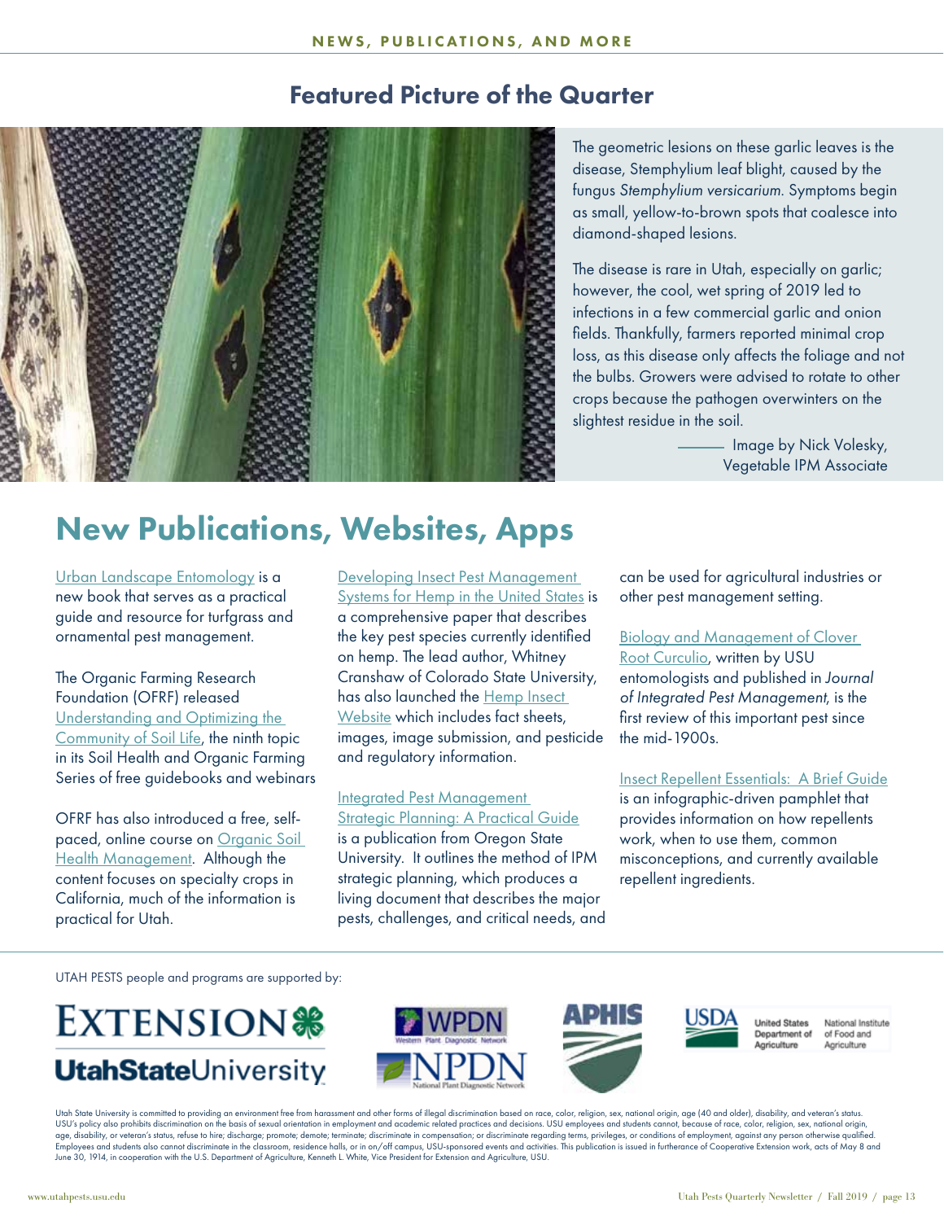## Featured Picture of the Quarter

The geometric lesions on these garlic leaves is the disease, Stemphylium leaf blight, caused by the fungus *Stemphylium versicarium*. Symptoms begin as small, yellow-to-brown spots that coalesce into diamond-shaped lesions.

The disease is rare in Utah, especially on garlic; however, the cool, wet spring of 2019 led to infections in a few commercial garlic and onion fields. Thankfully, farmers reported minimal crop loss, as this disease only affects the foliage and not the bulbs. Growers were advised to rotate to other crops because the pathogen overwinters on the slightest residue in the soil.

—— Image by Nick Volesky, Vegetable IPM Associate

# New Publications, Websites, Apps

Urban Landscape Entomology is a new book that serves as a practical guide and resource for turfgrass and ornamental pest management.

The Organic Farming Research Foundation (OFRF) released Understanding and Optimizing the Community of Soil Life, the ninth topic in its Soil Health and Organic Farming Series of free guidebooks and webinars

OFRF has also introduced a free, self-paced, online course on Organic Soil Health Management. Although the content focuses on specialty crops in California, much of the information is practical for Utah.

Developing Insect Pest Management Systems for Hemp in the United States is a comprehensive paper that describes the key pest species currently identified on hemp. The lead author, Whitney Cranshaw of Colorado State University, has also launched the Hemp Insect Website which includes fact sheets, images, image submission, and pesticide and regulatory information.

Integrated Pest Management Strategic Planning: A Practical Guide is a publication from Oregon State University. It outlines the method of IPM strategic planning, which produces a living document that describes the major pests, challenges, and critical needs, and can be used for agricultural industries or other pest management setting.

Biology and Management of Clover Root Curculio, written by USU entomologists and published in *Journal of Integrated Pest Management*, is the first review of this important pest since the mid-1900s.

Insect Repellent Essentials: A Brief Guide is an infographic-driven pamphlet that provides information on how repellents work, when to use them, common misconceptions, and currently available repellent ingredients.

UTAH PESTS people and programs are supported by:

Utah State University is committed to providing an environment free from harassment and other forms of illegal discrimination based on race, color, religion, sex, national origin, age (40 and older), disability, and veteran's status. USU's policy also prohibits discrimination on the basis of sexual orientation in employment and academic related practices and decisions. USU employees and students cannot, because of race, color, religion, sex, national origin, age, disability, or veteran's status, refuse to hire; discharge; promote; demote; terminate; discriminate in compensation; or discriminate regarding terms, privileges, or conditions of employment, against any person otherwise qualified. Employees and students also cannot discriminate in the classroom, residence halls, or in on/off campus, USU-sponsored events and activities. This publication is issued in furtherance of Cooperative Extension work, acts of May 8 and June 30, 1914, in cooperation with the U.S. Department of Agriculture, Kenneth L. White, Vice President for Extension and Agriculture, USU.